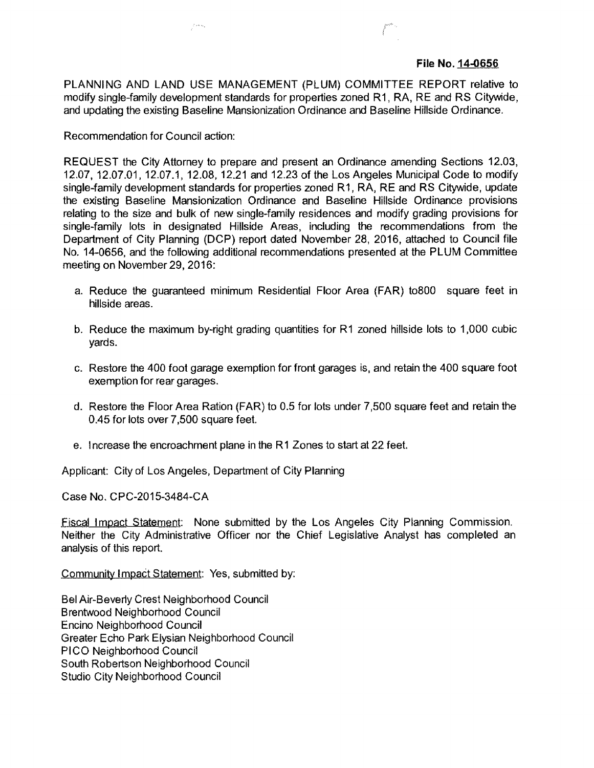**File No. 14-0656**

PLANNING AND LAND USE MANAGEMENT (PLUM) COMMITTEE REPORT relative to modify single-family development standards for properties zoned R1, RA, RE and RS Citywide, and updating the existing Baseline Mansionization Ordinance and Baseline Hillside Ordinance.

Recommendation for Council action:

REQUEST the City Attorney to prepare and present an Ordinance amending Sections 12.03, 12.07, 12.07.01, 12.07.1, 12.08, 12.21 and 12.23 of the Los Angeles Municipal Code to modify single-family development standards for properties zoned R1, RA, RE and RS Citywide, update the existing Baseline Mansionization Ordinance and Baseline Hillside Ordinance provisions relating to the size and bulk of new single-family residences and modify grading provisions for single-family lots in designated Hillside Areas, including the recommendations from the Department of City Planning (DCP) report dated November 28, 2016, attached to Council file No. 14-0656, and the following additional recommendations presented at the PLUM Committee meeting on November 29, 2016:

a. Reduce the guaranteed minimum Residential Floor Area (FAR) to800 square feet in hillside areas.

b. Reduce the maximum by-right grading quantities for R1 zoned hillside lots to 1,000 cubic yards.

c. Restore the 400 foot garage exemption for front garages is, and retain the 400 square foot exemption for rear garages.

d. Restore the Floor Area Ration (FAR) to 0.5 for lots under 7,500 square feet and retain the 0.45 for lots over 7,500 square feet.

e. Increase the encroachment plane in the R1 Zones to start at 22 feet.

Applicant: City of Los Angeles, Department of City Planning

Case No. CPC-2015-3484-CA

Fiscal Impact Statement: None submitted by the Los Angeles City Planning Commission. Neither the City Administrative Officer nor the Chief Legislative Analyst has completed an analysis of this report.

Community Impact Statement: Yes, submitted by:

Bel Air-Beverly Crest Neighborhood Council
Brentwood Neighborhood Council
Encino Neighborhood Council
Greater Echo Park Elysian Neighborhood Council
PICO Neighborhood Council
South Robertson Neighborhood Council
Studio City Neighborhood Council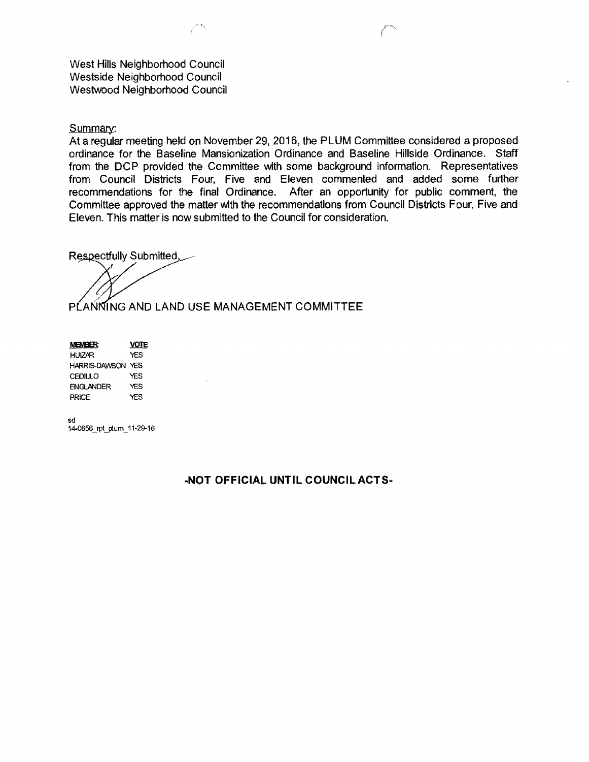West Hills Neighborhood Council
Westside Neighborhood Council
Westwood Neighborhood Council

Summary:

At a regular meeting held on November 29, 2016, the PLUM Committee considered a proposed ordinance for the Baseline Mansionization Ordinance and Baseline Hillside Ordinance. Staff from the DCP provided the Committee with some background information. Representatives from Council Districts Four, Five and Eleven commented and added some further recommendations for the final Ordinance. After an opportunity for public comment, the Committee approved the matter with the recommendations from Council Districts Four, Five and Eleven. This matter is now submitted to the Council for consideration.

Respectfully Submitted,

PLANNING AND LAND USE MANAGEMENT COMMITTEE

| MEMBER | VOTE |
|---|---|
| HUIZAR | YES |
| HARRIS-DAWSON | YES |
| CEDILLO | YES |
| ENGLANDER | YES |
| PRICE | YES |

sd
14-0656_rpt_plum_11-29-16

**-NOT OFFICIAL UNTIL COUNCIL ACTS-**